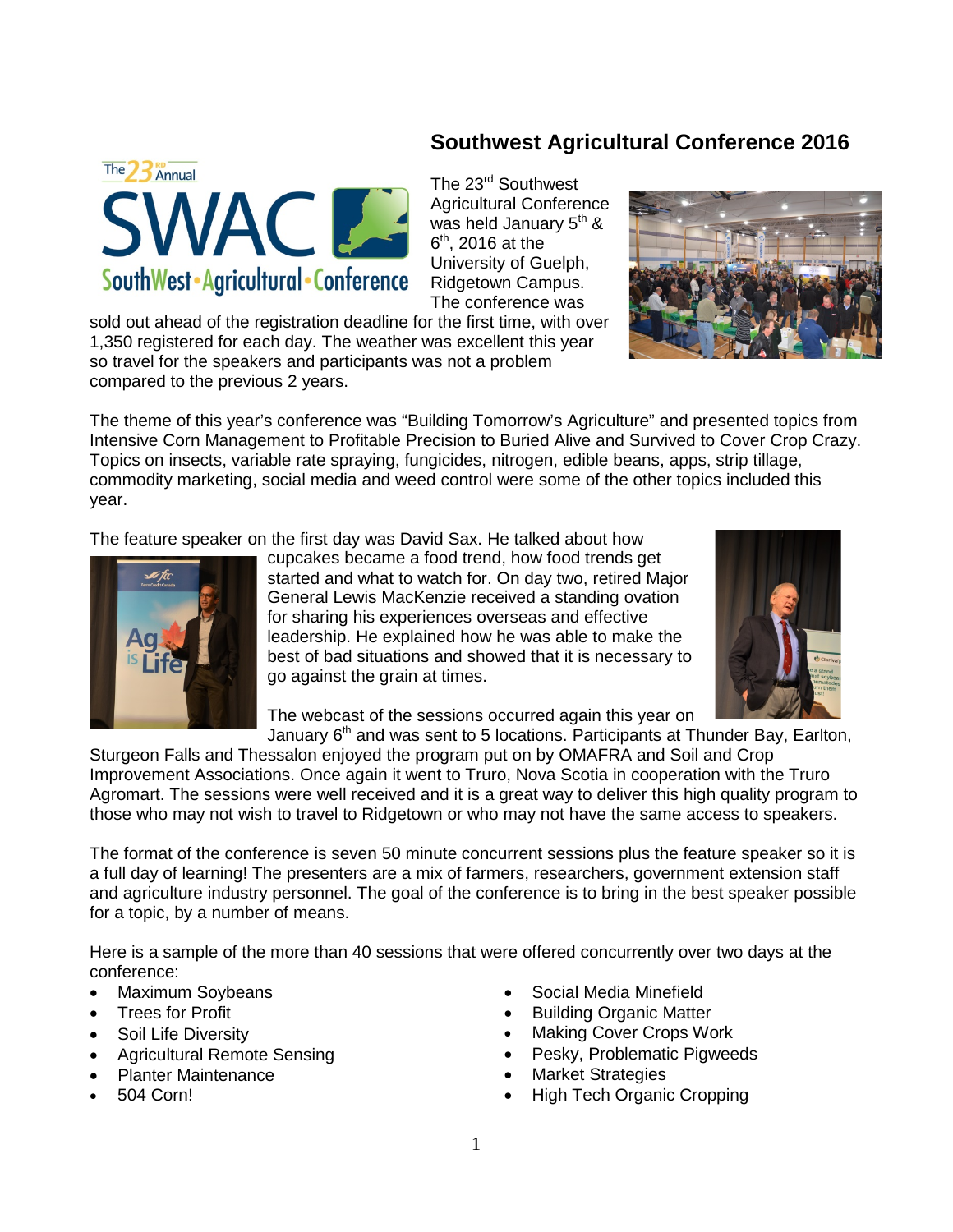# Southwest Agricultural Conference 2016

The 23rd Southwest Agricultural Conference was held January 5th & 6th, 2016 at the University of Guelph, Ridgetown Campus. The conference was sold out ahead of the registration deadline for the first time, with over 1,350 registered for each day. The weather was excellent this year so travel for the speakers and participants was not a problem compared to the previous 2 years.

The theme of this year's conference was "Building Tomorrow's Agriculture" and presented topics from Intensive Corn Management to Profitable Precision to Buried Alive and Survived to Cover Crop Crazy. Topics on insects, variable rate spraying, fungicides, nitrogen, edible beans, apps, strip tillage, commodity marketing, social media and weed control were some of the other topics included this year.

The feature speaker on the first day was David Sax. He talked about how cupcakes became a food trend, how food trends get started and what to watch for. On day two, retired Major General Lewis MacKenzie received a standing ovation for sharing his experiences overseas and effective leadership. He explained how he was able to make the best of bad situations and showed that it is necessary to go against the grain at times.

The webcast of the sessions occurred again this year on January 6th and was sent to 5 locations. Participants at Thunder Bay, Earlton, Sturgeon Falls and Thessalon enjoyed the program put on by OMAFRA and Soil and Crop Improvement Associations. Once again it went to Truro, Nova Scotia in cooperation with the Truro Agromart. The sessions were well received and it is a great way to deliver this high quality program to those who may not wish to travel to Ridgetown or who may not have the same access to speakers.

The format of the conference is seven 50 minute concurrent sessions plus the feature speaker so it is a full day of learning! The presenters are a mix of farmers, researchers, government extension staff and agriculture industry personnel. The goal of the conference is to bring in the best speaker possible for a topic, by a number of means.

Here is a sample of the more than 40 sessions that were offered concurrently over two days at the conference:

- Maximum Soybeans
- Trees for Profit
- Soil Life Diversity
- Agricultural Remote Sensing
- Planter Maintenance
- 504 Corn!
- Social Media Minefield
- Building Organic Matter
- Making Cover Crops Work
- Pesky, Problematic Pigweeds
- Market Strategies
- High Tech Organic Cropping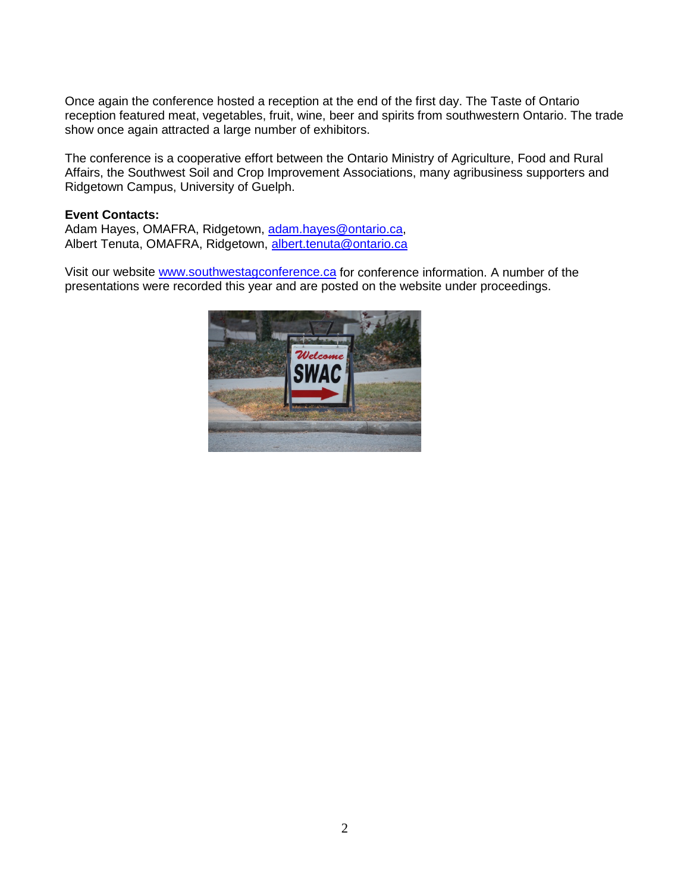Once again the conference hosted a reception at the end of the first day. The Taste of Ontario reception featured meat, vegetables, fruit, wine, beer and spirits from southwestern Ontario. The trade show once again attracted a large number of exhibitors.

The conference is a cooperative effort between the Ontario Ministry of Agriculture, Food and Rural Affairs, the Southwest Soil and Crop Improvement Associations, many agribusiness supporters and Ridgetown Campus, University of Guelph.

**Event Contacts:**
Adam Hayes, OMAFRA, Ridgetown, adam.hayes@ontario.ca,
Albert Tenuta, OMAFRA, Ridgetown, albert.tenuta@ontario.ca

Visit our website www.southwestagconference.ca for conference information. A number of the presentations were recorded this year and are posted on the website under proceedings.